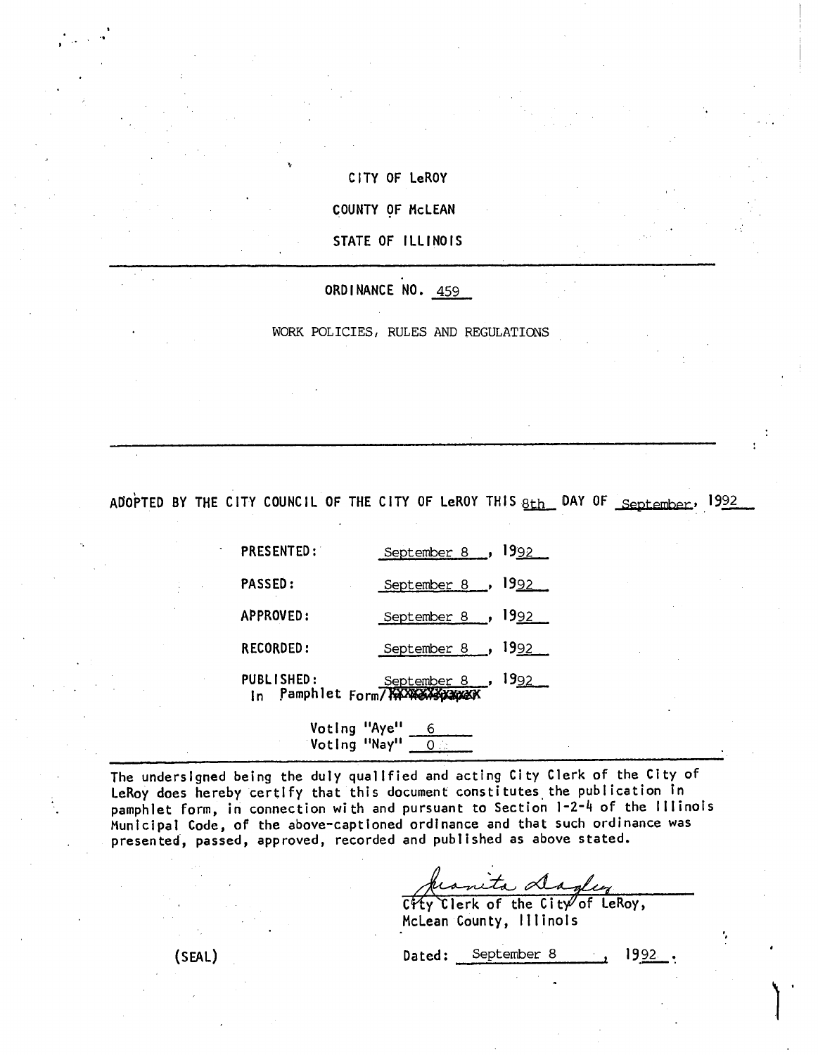CITY OF LeROY

COUNTY OF McLEAN

STATE OF ILLINOIS

---

ORDINANCE NO. 459

WORK POLICIES, RULES AND REGULATIONS

---

ADOPTED BY THE CITY COUNCIL OF THE CITY OF LeROY THIS 8th DAY OF September, 1992

PRESENTED: September 8, 1992

PASSED: September 8, 1992

APPROVED: September 8, 1992

RECORDED: September 8, 1992

PUBLISHED: September 8, 1992
In Pamphlet Form/~~In Newspaper~~

Voting "Aye" 6
Voting "Nay" 0

---

The undersigned being the duly qualified and acting City Clerk of the City of LeRoy does hereby certify that this document constitutes the publication in pamphlet form, in connection with and pursuant to Section 1-2-4 of the Illinois Municipal Code, of the above-captioned ordinance and that such ordinance was presented, passed, approved, recorded and published as above stated.

Juanita Dagley
City Clerk of the City of LeRoy,
McLean County, Illinois

(SEAL)

Dated: September 8, 1992.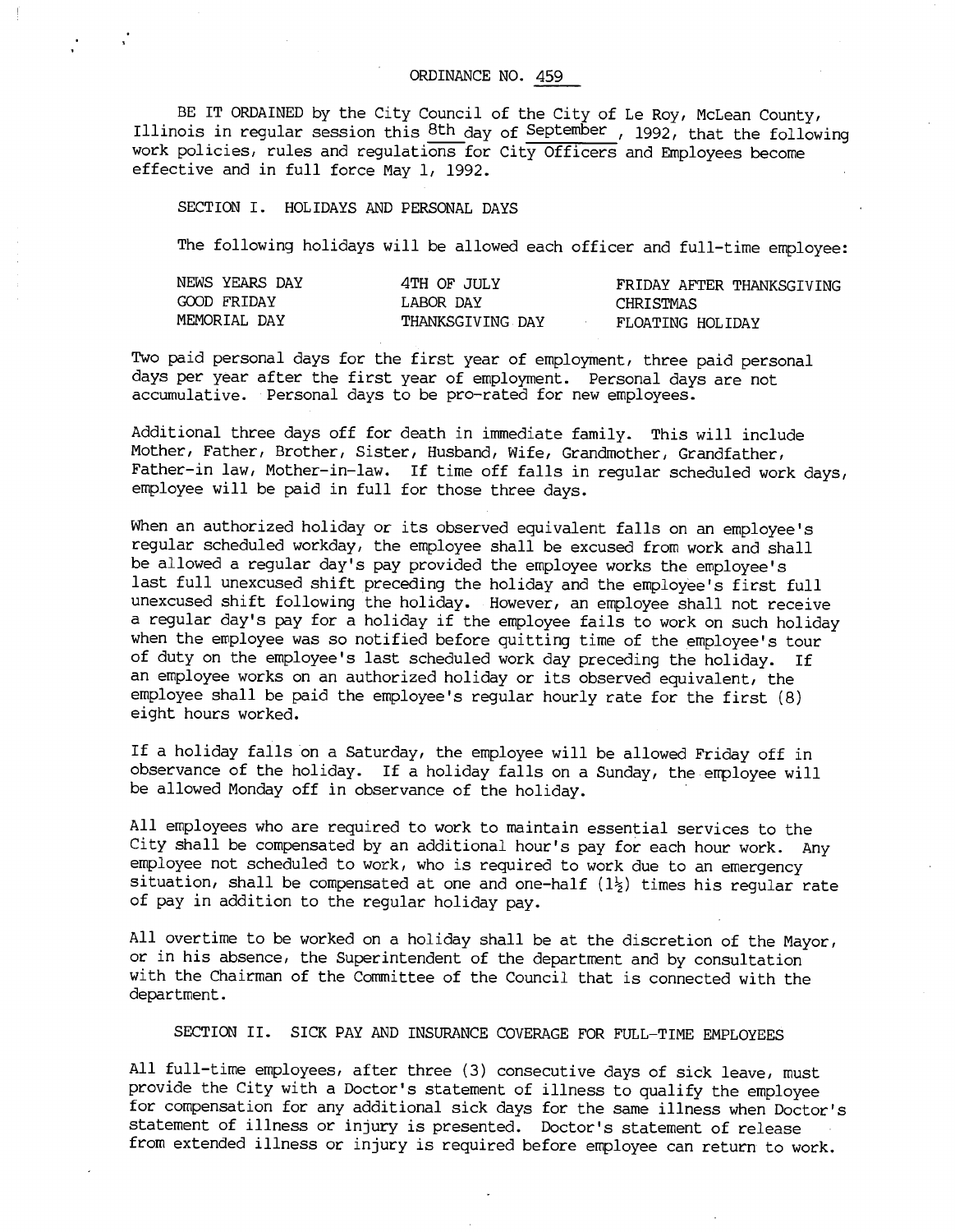ORDINANCE NO. 459

BE IT ORDAINED by the City Council of the City of Le Roy, McLean County, Illinois in regular session this 8th day of September, 1992, that the following work policies, rules and regulations for City Officers and Employees become effective and in full force May 1, 1992.

SECTION I. HOLIDAYS AND PERSONAL DAYS

The following holidays will be allowed each officer and full-time employee:

| | | |
|---|---|---|
| NEWS YEARS DAY | 4TH OF JULY | FRIDAY AFTER THANKSGIVING |
| GOOD FRIDAY | LABOR DAY | CHRISTMAS |
| MEMORIAL DAY | THANKSGIVING DAY | FLOATING HOLIDAY |

Two paid personal days for the first year of employment, three paid personal days per year after the first year of employment. Personal days are not accumulative. Personal days to be pro-rated for new employees.

Additional three days off for death in immediate family. This will include Mother, Father, Brother, Sister, Husband, Wife, Grandmother, Grandfather, Father-in law, Mother-in-law. If time off falls in regular scheduled work days, employee will be paid in full for those three days.

When an authorized holiday or its observed equivalent falls on an employee's regular scheduled workday, the employee shall be excused from work and shall be allowed a regular day's pay provided the employee works the employee's last full unexcused shift preceding the holiday and the employee's first full unexcused shift following the holiday. However, an employee shall not receive a regular day's pay for a holiday if the employee fails to work on such holiday when the employee was so notified before quitting time of the employee's tour of duty on the employee's last scheduled work day preceding the holiday. If an employee works on an authorized holiday or its observed equivalent, the employee shall be paid the employee's regular hourly rate for the first (8) eight hours worked.

If a holiday falls on a Saturday, the employee will be allowed Friday off in observance of the holiday. If a holiday falls on a Sunday, the employee will be allowed Monday off in observance of the holiday.

All employees who are required to work to maintain essential services to the City shall be compensated by an additional hour's pay for each hour work. Any employee not scheduled to work, who is required to work due to an emergency situation, shall be compensated at one and one-half (1½) times his regular rate of pay in addition to the regular holiday pay.

All overtime to be worked on a holiday shall be at the discretion of the Mayor, or in his absence, the Superintendent of the department and by consultation with the Chairman of the Committee of the Council that is connected with the department.

SECTION II. SICK PAY AND INSURANCE COVERAGE FOR FULL-TIME EMPLOYEES

All full-time employees, after three (3) consecutive days of sick leave, must provide the City with a Doctor's statement of illness to qualify the employee for compensation for any additional sick days for the same illness when Doctor's statement of illness or injury is presented. Doctor's statement of release from extended illness or injury is required before employee can return to work.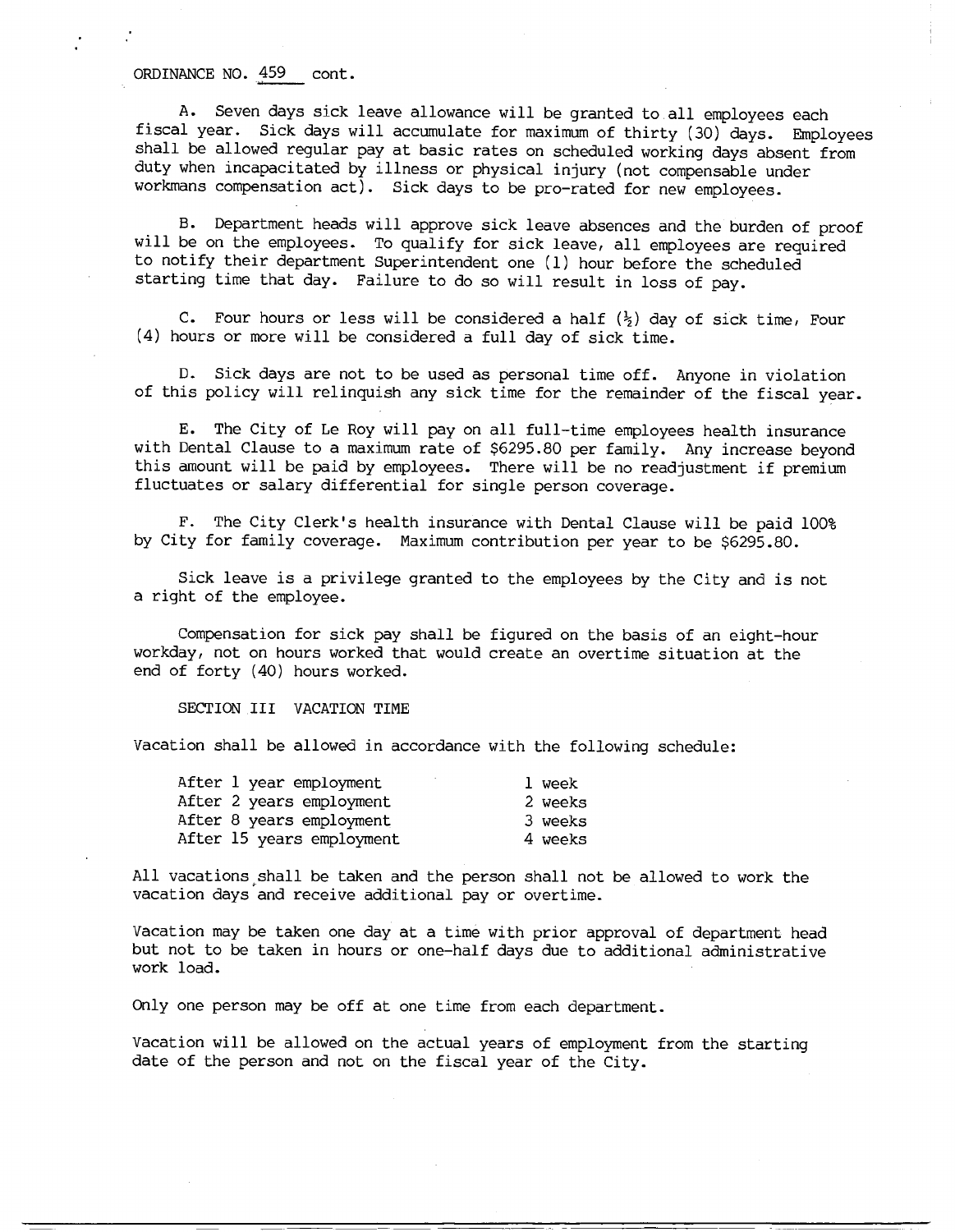ORDINANCE NO. 459 cont.

A. Seven days sick leave allowance will be granted to all employees each fiscal year. Sick days will accumulate for maximum of thirty (30) days. Employees shall be allowed regular pay at basic rates on scheduled working days absent from duty when incapacitated by illness or physical injury (not compensable under workmans compensation act). Sick days to be pro-rated for new employees.

B. Department heads will approve sick leave absences and the burden of proof will be on the employees. To qualify for sick leave, all employees are required to notify their department Superintendent one (1) hour before the scheduled starting time that day. Failure to do so will result in loss of pay.

C. Four hours or less will be considered a half (½) day of sick time, Four (4) hours or more will be considered a full day of sick time.

D. Sick days are not to be used as personal time off. Anyone in violation of this policy will relinquish any sick time for the remainder of the fiscal year.

E. The City of Le Roy will pay on all full-time employees health insurance with Dental Clause to a maximum rate of $6295.80 per family. Any increase beyond this amount will be paid by employees. There will be no readjustment if premium fluctuates or salary differential for single person coverage.

F. The City Clerk's health insurance with Dental Clause will be paid 100% by City for family coverage. Maximum contribution per year to be $6295.80.

Sick leave is a privilege granted to the employees by the City and is not a right of the employee.

Compensation for sick pay shall be figured on the basis of an eight-hour workday, not on hours worked that would create an overtime situation at the end of forty (40) hours worked.

SECTION III VACATION TIME

Vacation shall be allowed in accordance with the following schedule:

| | |
|---|---|
| After 1 year employment | 1 week |
| After 2 years employment | 2 weeks |
| After 8 years employment | 3 weeks |
| After 15 years employment | 4 weeks |

All vacations shall be taken and the person shall not be allowed to work the vacation days and receive additional pay or overtime.

Vacation may be taken one day at a time with prior approval of department head but not to be taken in hours or one-half days due to additional administrative work load.

Only one person may be off at one time from each department.

Vacation will be allowed on the actual years of employment from the starting date of the person and not on the fiscal year of the City.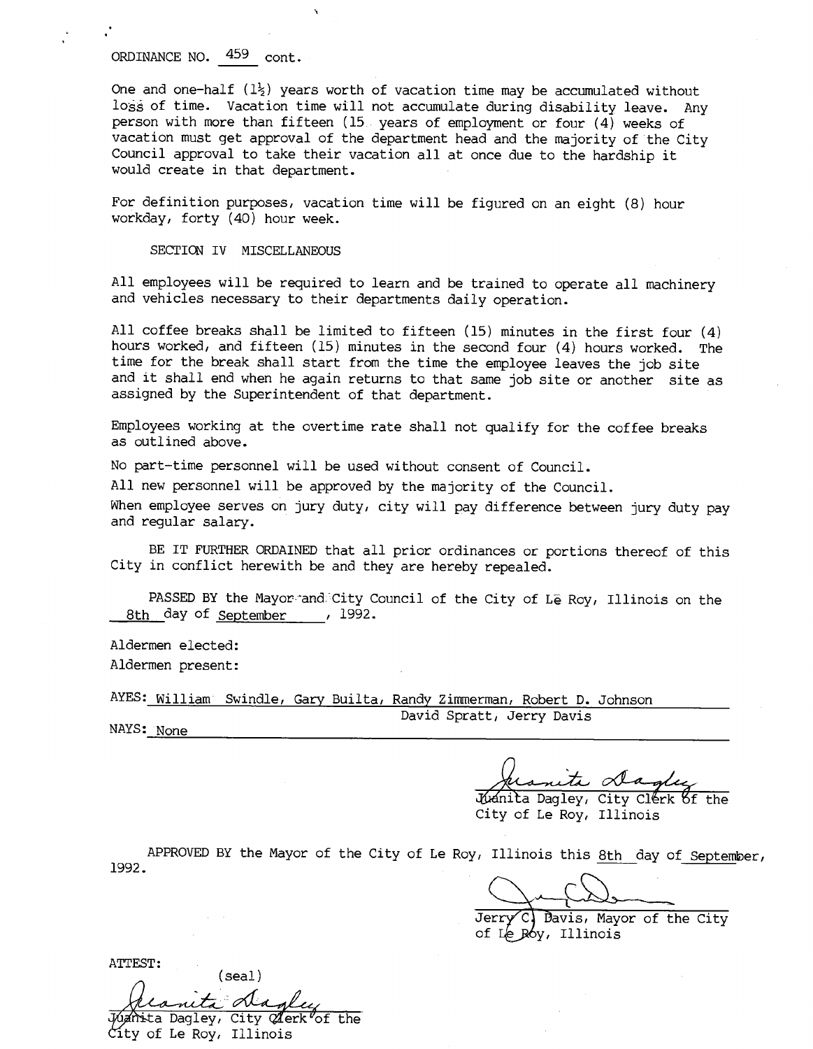ORDINANCE NO. 459 cont.

One and one-half ($1\frac{1}{2}$) years worth of vacation time may be accumulated without loss of time. Vacation time will not accumulate during disability leave. Any person with more than fifteen (15 years of employment or four (4) weeks of vacation must get approval of the department head and the majority of the City Council approval to take their vacation all at once due to the hardship it would create in that department.

For definition purposes, vacation time will be figured on an eight (8) hour workday, forty (40) hour week.

SECTION IV MISCELLANEOUS

All employees will be required to learn and be trained to operate all machinery and vehicles necessary to their departments daily operation.

All coffee breaks shall be limited to fifteen (15) minutes in the first four (4) hours worked, and fifteen (15) minutes in the second four (4) hours worked. The time for the break shall start from the time the employee leaves the job site and it shall end when he again returns to that same job site or another site as assigned by the Superintendent of that department.

Employees working at the overtime rate shall not qualify for the coffee breaks as outlined above.

No part-time personnel will be used without consent of Council.

All new personnel will be approved by the majority of the Council.

When employee serves on jury duty, city will pay difference between jury duty pay and regular salary.

BE IT FURTHER ORDAINED that all prior ordinances or portions thereof of this City in conflict herewith be and they are hereby repealed.

PASSED BY the Mayor and City Council of the City of Le Roy, Illinois on the 8th day of September, 1992.

Aldermen elected:

Aldermen present:

AYES: William Swindle, Gary Builta, Randy Zimmerman, Robert D. Johnson David Spratt, Jerry Davis

NAYS: None

Juanita Dagley, City Clerk of the City of Le Roy, Illinois

APPROVED BY the Mayor of the City of Le Roy, Illinois this 8th day of September, 1992.

Jerry C. Davis, Mayor of the City of Le Roy, Illinois

ATTEST:

(seal)

Juanita Dagley, City Clerk of the City of Le Roy, Illinois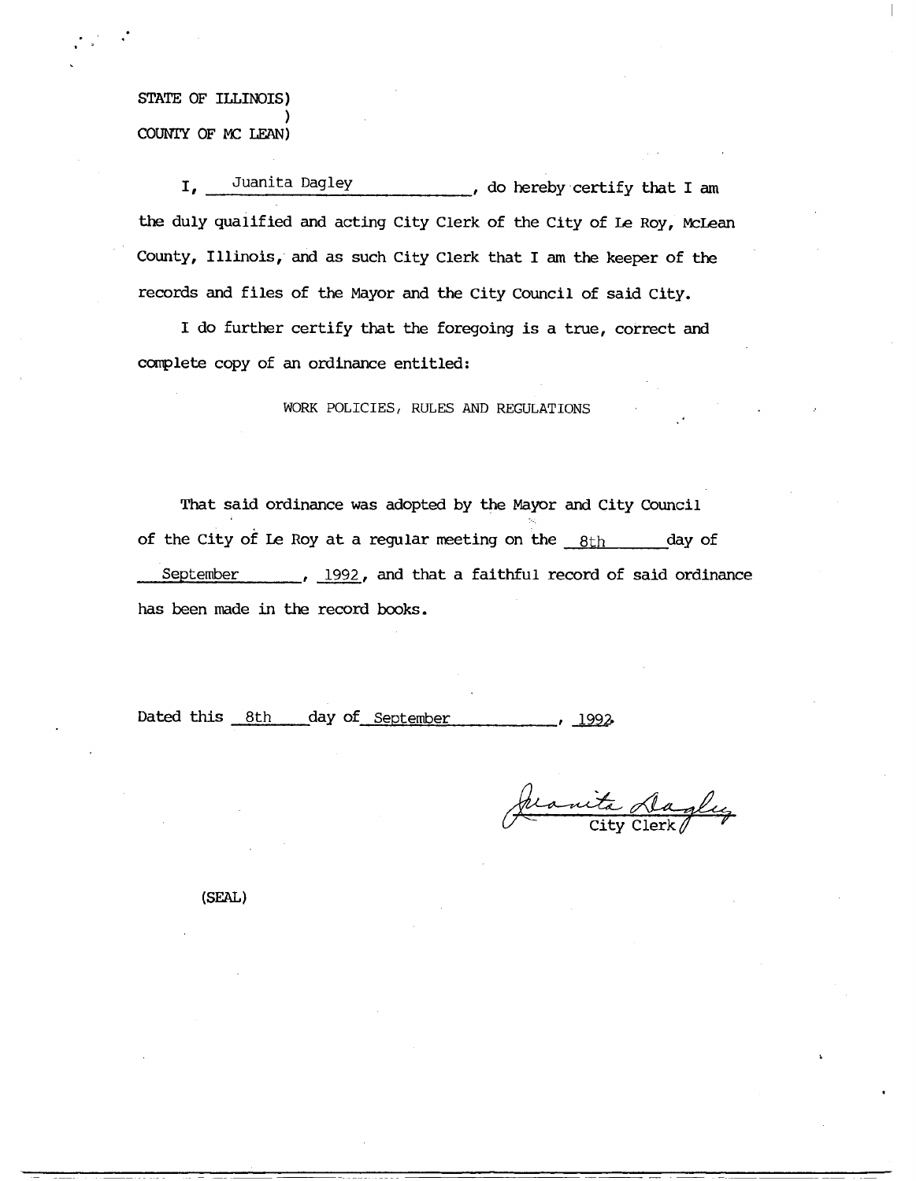STATE OF ILLINOIS)
)
COUNTY OF MC LEAN)

I, Juanita Dagley, do hereby certify that I am the duly qualified and acting City Clerk of the City of Le Roy, McLean County, Illinois, and as such City Clerk that I am the keeper of the records and files of the Mayor and the City Council of said City.

I do further certify that the foregoing is a true, correct and complete copy of an ordinance entitled:

WORK POLICIES, RULES AND REGULATIONS

That said ordinance was adopted by the Mayor and City Council of the City of Le Roy at a regular meeting on the 8th day of September, 1992, and that a faithful record of said ordinance has been made in the record books.

Dated this 8th day of September, 1992.

Juanita Dagley
City Clerk

(SEAL)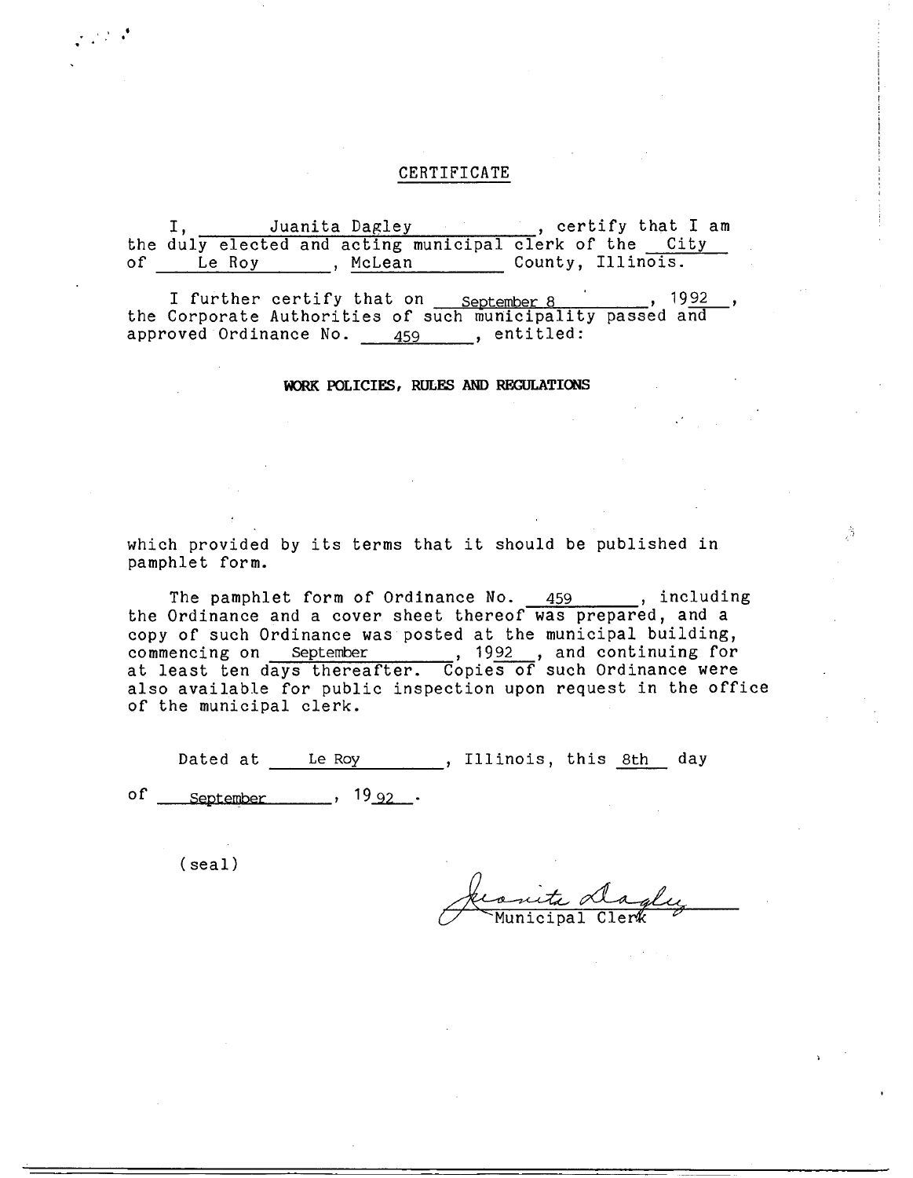# CERTIFICATE

I, Juanita Dagley, certify that I am the duly elected and acting municipal clerk of the City of Le Roy, McLean County, Illinois.

I further certify that on September 8, 1992, the Corporate Authorities of such municipality passed and approved Ordinance No. 459, entitled:

**WORK POLICIES, RULES AND REGULATIONS**

which provided by its terms that it should be published in pamphlet form.

The pamphlet form of Ordinance No. 459, including the Ordinance and a cover sheet thereof was prepared, and a copy of such Ordinance was posted at the municipal building, commencing on September, 1992, and continuing for at least ten days thereafter. Copies of such Ordinance were also available for public inspection upon request in the office of the municipal clerk.

Dated at Le Roy, Illinois, this 8th day of September, 1992.

(seal)

Juanita Dagley
Municipal Clerk